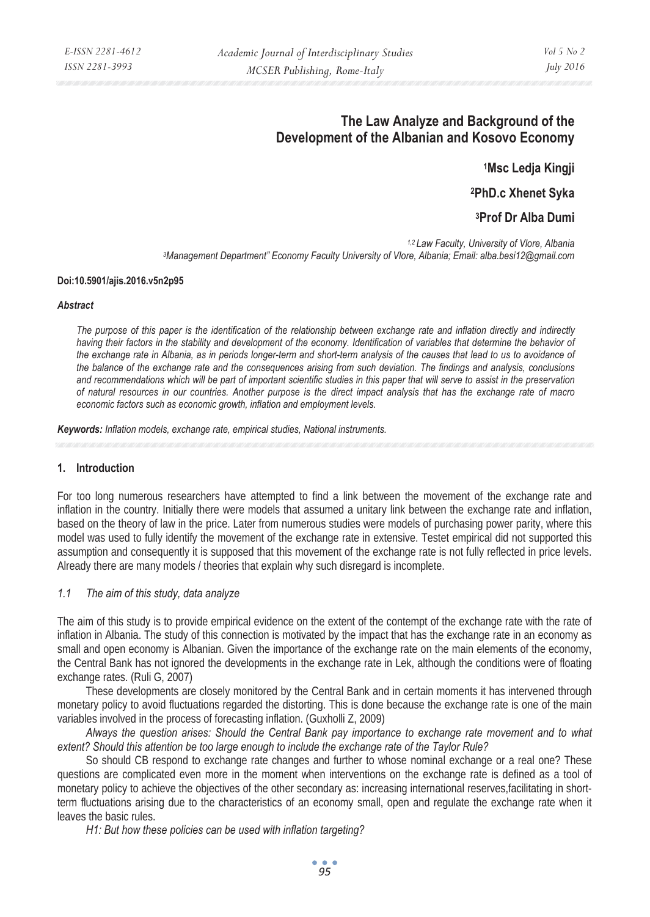# The Law Analyze and Background of the Development of the Albanian and Kosovo Economy

**[1]Msc Ledja Kingji**

**[2]PhD.c Xhenet Syka**

**[3]Prof Dr Alba Dumi**

*[1,2] Law Faculty, University of Vlore, Albania*
*[3]Management Department" Economy Faculty University of Vlore, Albania; Email: alba.besi12@gmail.com*

**Doi:10.5901/ajis.2016.v5n2p95**

***Abstract***

*The purpose of this paper is the identification of the relationship between exchange rate and inflation directly and indirectly having their factors in the stability and development of the economy. Identification of variables that determine the behavior of the exchange rate in Albania, as in periods longer-term and short-term analysis of the causes that lead to us to avoidance of the balance of the exchange rate and the consequences arising from such deviation. The findings and analysis, conclusions and recommendations which will be part of important scientific studies in this paper that will serve to assist in the preservation of natural resources in our countries. Another purpose is the direct impact analysis that has the exchange rate of macro economic factors such as economic growth, inflation and employment levels.*

***Keywords:*** *Inflation models, exchange rate, empirical studies, National instruments.*

## 1. Introduction

For too long numerous researchers have attempted to find a link between the movement of the exchange rate and inflation in the country. Initially there were models that assumed a unitary link between the exchange rate and inflation, based on the theory of law in the price. Later from numerous studies were models of purchasing power parity, where this model was used to fully identify the movement of the exchange rate in extensive. Testet empirical did not supported this assumption and consequently it is supposed that this movement of the exchange rate is not fully reflected in price levels. Already there are many models / theories that explain why such disregard is incomplete.

### *1.1 The aim of this study, data analyze*

The aim of this study is to provide empirical evidence on the extent of the contempt of the exchange rate with the rate of inflation in Albania. The study of this connection is motivated by the impact that has the exchange rate in an economy as small and open economy is Albanian. Given the importance of the exchange rate on the main elements of the economy, the Central Bank has not ignored the developments in the exchange rate in Lek, although the conditions were of floating exchange rates. (Ruli G, 2007)

These developments are closely monitored by the Central Bank and in certain moments it has intervened through monetary policy to avoid fluctuations regarded the distorting. This is done because the exchange rate is one of the main variables involved in the process of forecasting inflation. (Guxholli Z, 2009)

*Always the question arises: Should the Central Bank pay importance to exchange rate movement and to what extent? Should this attention be too large enough to include the exchange rate of the Taylor Rule?*

So should CB respond to exchange rate changes and further to whose nominal exchange or a real one? These questions are complicated even more in the moment when interventions on the exchange rate is defined as a tool of monetary policy to achieve the objectives of the other secondary as: increasing international reserves,facilitating in short-term fluctuations arising due to the characteristics of an economy small, open and regulate the exchange rate when it leaves the basic rules.

*H1: But how these policies can be used with inflation targeting?*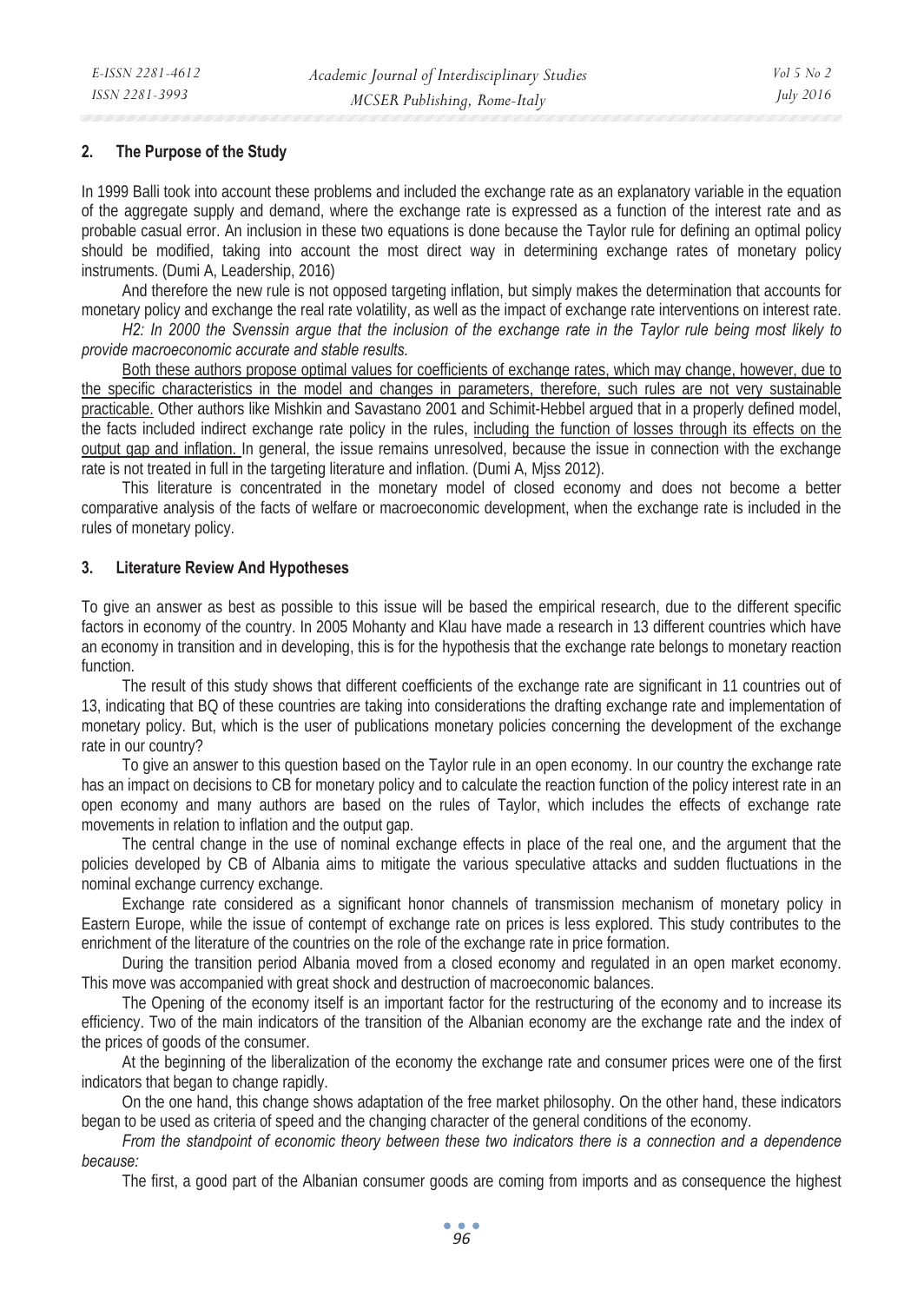## 2. The Purpose of the Study

In 1999 Balli took into account these problems and included the exchange rate as an explanatory variable in the equation of the aggregate supply and demand, where the exchange rate is expressed as a function of the interest rate and as probable casual error. An inclusion in these two equations is done because the Taylor rule for defining an optimal policy should be modified, taking into account the most direct way in determining exchange rates of monetary policy instruments. (Dumi A, Leadership, 2016)

And therefore the new rule is not opposed targeting inflation, but simply makes the determination that accounts for monetary policy and exchange the real rate volatility, as well as the impact of exchange rate interventions on interest rate.

*H2: In 2000 the Svenssin argue that the inclusion of the exchange rate in the Taylor rule being most likely to provide macroeconomic accurate and stable results.*

Both these authors propose optimal values for coefficients of exchange rates, which may change, however, due to the specific characteristics in the model and changes in parameters, therefore, such rules are not very sustainable practicable. Other authors like Mishkin and Savastano 2001 and Schimit-Hebbel argued that in a properly defined model, the facts included indirect exchange rate policy in the rules, including the function of losses through its effects on the output gap and inflation. In general, the issue remains unresolved, because the issue in connection with the exchange rate is not treated in full in the targeting literature and inflation. (Dumi A, Mjss 2012).

This literature is concentrated in the monetary model of closed economy and does not become a better comparative analysis of the facts of welfare or macroeconomic development, when the exchange rate is included in the rules of monetary policy.

## 3. Literature Review And Hypotheses

To give an answer as best as possible to this issue will be based the empirical research, due to the different specific factors in economy of the country. In 2005 Mohanty and Klau have made a research in 13 different countries which have an economy in transition and in developing, this is for the hypothesis that the exchange rate belongs to monetary reaction function.

The result of this study shows that different coefficients of the exchange rate are significant in 11 countries out of 13, indicating that BQ of these countries are taking into considerations the drafting exchange rate and implementation of monetary policy. But, which is the user of publications monetary policies concerning the development of the exchange rate in our country?

To give an answer to this question based on the Taylor rule in an open economy. In our country the exchange rate has an impact on decisions to CB for monetary policy and to calculate the reaction function of the policy interest rate in an open economy and many authors are based on the rules of Taylor, which includes the effects of exchange rate movements in relation to inflation and the output gap.

The central change in the use of nominal exchange effects in place of the real one, and the argument that the policies developed by CB of Albania aims to mitigate the various speculative attacks and sudden fluctuations in the nominal exchange currency exchange.

Exchange rate considered as a significant honor channels of transmission mechanism of monetary policy in Eastern Europe, while the issue of contempt of exchange rate on prices is less explored. This study contributes to the enrichment of the literature of the countries on the role of the exchange rate in price formation.

During the transition period Albania moved from a closed economy and regulated in an open market economy. This move was accompanied with great shock and destruction of macroeconomic balances.

The Opening of the economy itself is an important factor for the restructuring of the economy and to increase its efficiency. Two of the main indicators of the transition of the Albanian economy are the exchange rate and the index of the prices of goods of the consumer.

At the beginning of the liberalization of the economy the exchange rate and consumer prices were one of the first indicators that began to change rapidly.

On the one hand, this change shows adaptation of the free market philosophy. On the other hand, these indicators began to be used as criteria of speed and the changing character of the general conditions of the economy.

*From the standpoint of economic theory between these two indicators there is a connection and a dependence because:*

The first, a good part of the Albanian consumer goods are coming from imports and as consequence the highest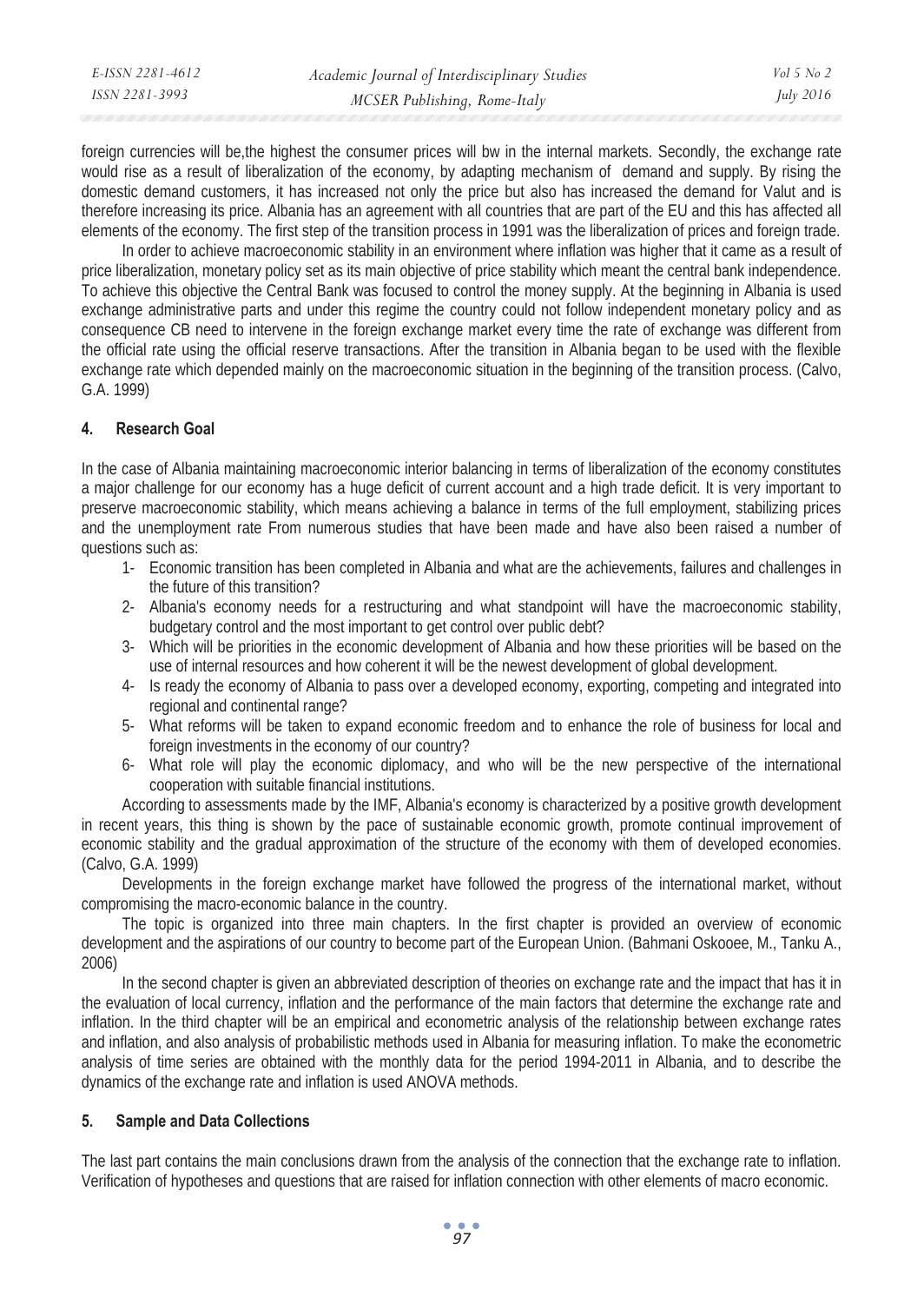foreign currencies will be,the highest the consumer prices will bw in the internal markets. Secondly, the exchange rate would rise as a result of liberalization of the economy, by adapting mechanism of demand and supply. By rising the domestic demand customers, it has increased not only the price but also has increased the demand for Valut and is therefore increasing its price. Albania has an agreement with all countries that are part of the EU and this has affected all elements of the economy. The first step of the transition process in 1991 was the liberalization of prices and foreign trade.

In order to achieve macroeconomic stability in an environment where inflation was higher that it came as a result of price liberalization, monetary policy set as its main objective of price stability which meant the central bank independence. To achieve this objective the Central Bank was focused to control the money supply. At the beginning in Albania is used exchange administrative parts and under this regime the country could not follow independent monetary policy and as consequence CB need to intervene in the foreign exchange market every time the rate of exchange was different from the official rate using the official reserve transactions. After the transition in Albania began to be used with the flexible exchange rate which depended mainly on the macroeconomic situation in the beginning of the transition process. (Calvo, G.A. 1999)

## 4. Research Goal

In the case of Albania maintaining macroeconomic interior balancing in terms of liberalization of the economy constitutes a major challenge for our economy has a huge deficit of current account and a high trade deficit. It is very important to preserve macroeconomic stability, which means achieving a balance in terms of the full employment, stabilizing prices and the unemployment rate From numerous studies that have been made and have also been raised a number of questions such as:

1- Economic transition has been completed in Albania and what are the achievements, failures and challenges in the future of this transition?
2- Albania's economy needs for a restructuring and what standpoint will have the macroeconomic stability, budgetary control and the most important to get control over public debt?
3- Which will be priorities in the economic development of Albania and how these priorities will be based on the use of internal resources and how coherent it will be the newest development of global development.
4- Is ready the economy of Albania to pass over a developed economy, exporting, competing and integrated into regional and continental range?
5- What reforms will be taken to expand economic freedom and to enhance the role of business for local and foreign investments in the economy of our country?
6- What role will play the economic diplomacy, and who will be the new perspective of the international cooperation with suitable financial institutions.

According to assessments made by the IMF, Albania's economy is characterized by a positive growth development in recent years, this thing is shown by the pace of sustainable economic growth, promote continual improvement of economic stability and the gradual approximation of the structure of the economy with them of developed economies. (Calvo, G.A. 1999)

Developments in the foreign exchange market have followed the progress of the international market, without compromising the macro-economic balance in the country.

The topic is organized into three main chapters. In the first chapter is provided an overview of economic development and the aspirations of our country to become part of the European Union. (Bahmani Oskooee, M., Tanku A., 2006)

In the second chapter is given an abbreviated description of theories on exchange rate and the impact that has it in the evaluation of local currency, inflation and the performance of the main factors that determine the exchange rate and inflation. In the third chapter will be an empirical and econometric analysis of the relationship between exchange rates and inflation, and also analysis of probabilistic methods used in Albania for measuring inflation. To make the econometric analysis of time series are obtained with the monthly data for the period 1994-2011 in Albania, and to describe the dynamics of the exchange rate and inflation is used ANOVA methods.

## 5. Sample and Data Collections

The last part contains the main conclusions drawn from the analysis of the connection that the exchange rate to inflation. Verification of hypotheses and questions that are raised for inflation connection with other elements of macro economic.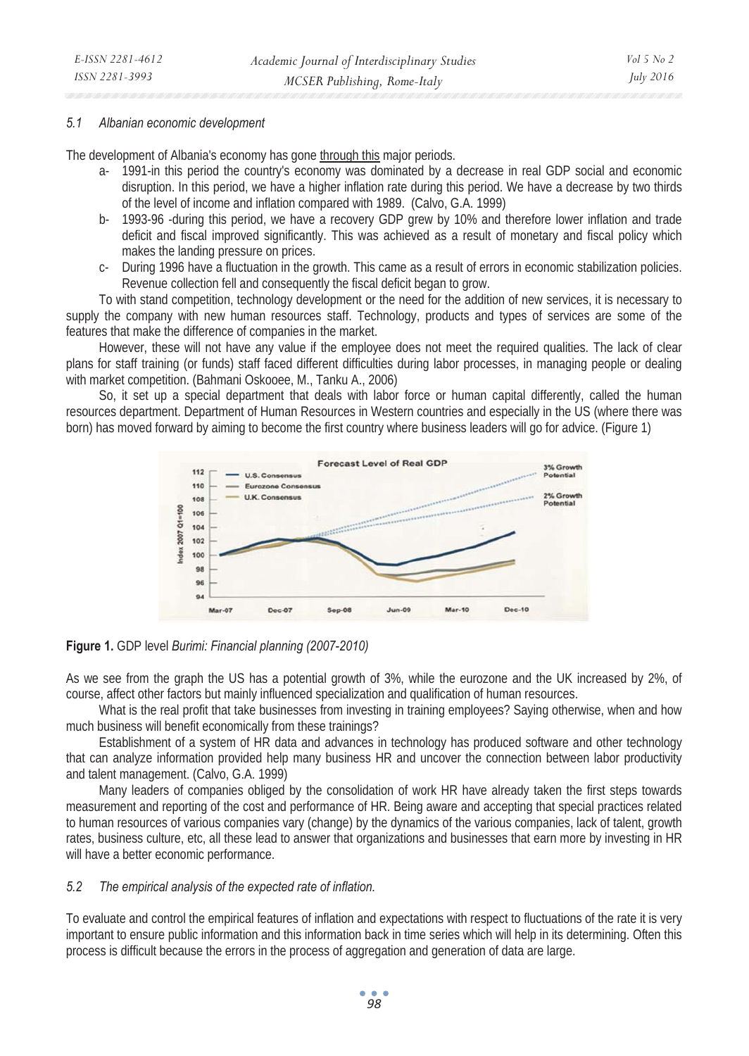### *5.1 Albanian economic development*

The development of Albania's economy has gone through this major periods.

a- 1991-in this period the country's economy was dominated by a decrease in real GDP social and economic disruption. In this period, we have a higher inflation rate during this period. We have a decrease by two thirds of the level of income and inflation compared with 1989. (Calvo, G.A. 1999)

b- 1993-96 -during this period, we have a recovery GDP grew by 10% and therefore lower inflation and trade deficit and fiscal improved significantly. This was achieved as a result of monetary and fiscal policy which makes the landing pressure on prices.

c- During 1996 have a fluctuation in the growth. This came as a result of errors in economic stabilization policies. Revenue collection fell and consequently the fiscal deficit began to grow.

To with stand competition, technology development or the need for the addition of new services, it is necessary to supply the company with new human resources staff. Technology, products and types of services are some of the features that make the difference of companies in the market.

However, these will not have any value if the employee does not meet the required qualities. The lack of clear plans for staff training (or funds) staff faced different difficulties during labor processes, in managing people or dealing with market competition. (Bahmani Oskooee, M., Tanku A., 2006)

So, it set up a special department that deals with labor force or human capital differently, called the human resources department. Department of Human Resources in Western countries and especially in the US (where there was born) has moved forward by aiming to become the first country where business leaders will go for advice. (Figure 1)

Forecast Level of Real GDP

U.S. Consensus
Eurozone Consensus
U.K. Consensus

3% Growth Potential
2% Growth Potential

Index 2007 Q1=100

112
110
108
106
104
102
100
98
96
94

Mar-07
Dec-07
Sep-08
Jun-09
Mar-10
Dec-10

**Figure 1.** GDP level *Burimi: Financial planning (2007-2010)*

As we see from the graph the US has a potential growth of 3%, while the eurozone and the UK increased by 2%, of course, affect other factors but mainly influenced specialization and qualification of human resources.

What is the real profit that take businesses from investing in training employees? Saying otherwise, when and how much business will benefit economically from these trainings?

Establishment of a system of HR data and advances in technology has produced software and other technology that can analyze information provided help many business HR and uncover the connection between labor productivity and talent management. (Calvo, G.A. 1999)

Many leaders of companies obliged by the consolidation of work HR have already taken the first steps towards measurement and reporting of the cost and performance of HR. Being aware and accepting that special practices related to human resources of various companies vary (change) by the dynamics of the various companies, lack of talent, growth rates, business culture, etc, all these lead to answer that organizations and businesses that earn more by investing in HR will have a better economic performance.

### *5.2 The empirical analysis of the expected rate of inflation.*

To evaluate and control the empirical features of inflation and expectations with respect to fluctuations of the rate it is very important to ensure public information and this information back in time series which will help in its determining. Often this process is difficult because the errors in the process of aggregation and generation of data are large.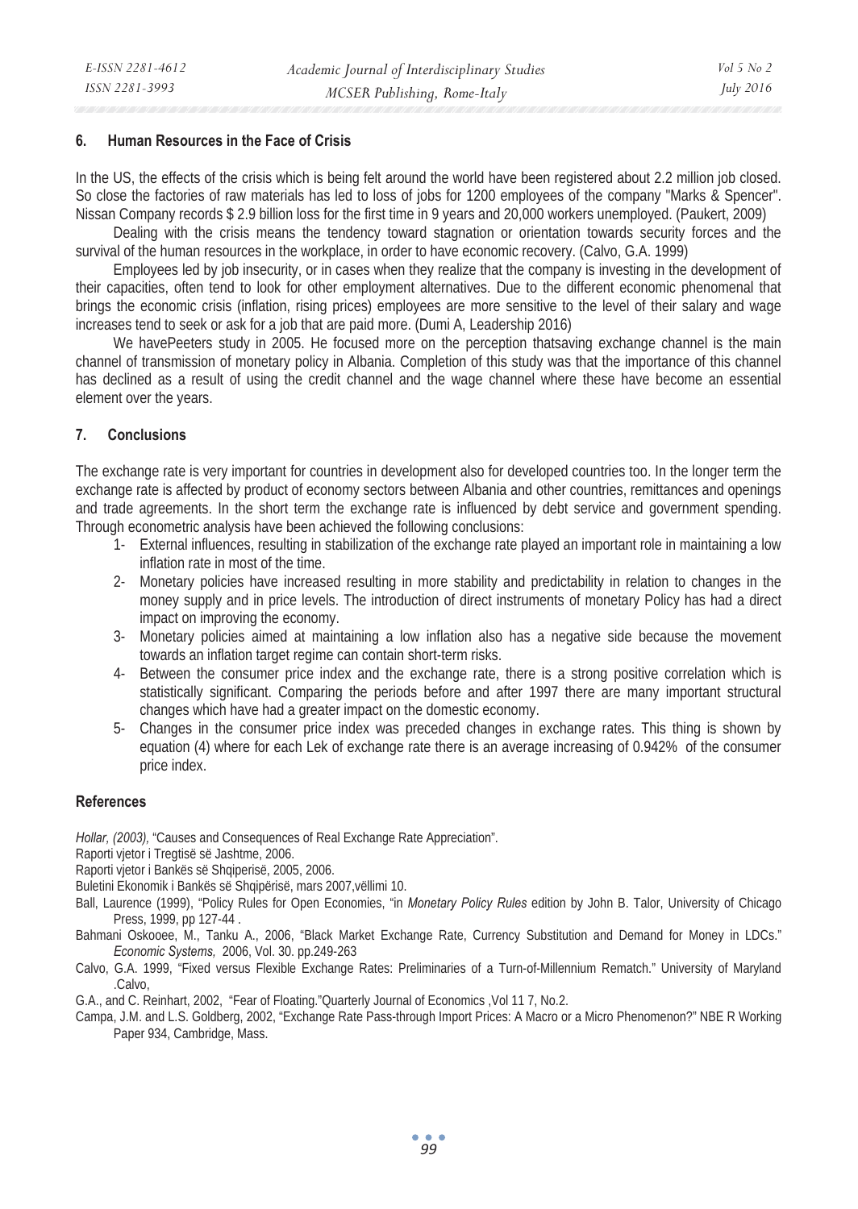## 6. Human Resources in the Face of Crisis

In the US, the effects of the crisis which is being felt around the world have been registered about 2.2 million job closed. So close the factories of raw materials has led to loss of jobs for 1200 employees of the company "Marks & Spencer". Nissan Company records $ 2.9 billion loss for the first time in 9 years and 20,000 workers unemployed. (Paukert, 2009)

Dealing with the crisis means the tendency toward stagnation or orientation towards security forces and the survival of the human resources in the workplace, in order to have economic recovery. (Calvo, G.A. 1999)

Employees led by job insecurity, or in cases when they realize that the company is investing in the development of their capacities, often tend to look for other employment alternatives. Due to the different economic phenomenal that brings the economic crisis (inflation, rising prices) employees are more sensitive to the level of their salary and wage increases tend to seek or ask for a job that are paid more. (Dumi A, Leadership 2016)

We havePeeters study in 2005. He focused more on the perception thatsaving exchange channel is the main channel of transmission of monetary policy in Albania. Completion of this study was that the importance of this channel has declined as a result of using the credit channel and the wage channel where these have become an essential element over the years.

## 7. Conclusions

The exchange rate is very important for countries in development also for developed countries too. In the longer term the exchange rate is affected by product of economy sectors between Albania and other countries, remittances and openings and trade agreements. In the short term the exchange rate is influenced by debt service and government spending. Through econometric analysis have been achieved the following conclusions:

1- External influences, resulting in stabilization of the exchange rate played an important role in maintaining a low inflation rate in most of the time.
2- Monetary policies have increased resulting in more stability and predictability in relation to changes in the money supply and in price levels. The introduction of direct instruments of monetary Policy has had a direct impact on improving the economy.
3- Monetary policies aimed at maintaining a low inflation also has a negative side because the movement towards an inflation target regime can contain short-term risks.
4- Between the consumer price index and the exchange rate, there is a strong positive correlation which is statistically significant. Comparing the periods before and after 1997 there are many important structural changes which have had a greater impact on the domestic economy.
5- Changes in the consumer price index was preceded changes in exchange rates. This thing is shown by equation (4) where for each Lek of exchange rate there is an average increasing of 0.942% of the consumer price index.

## References

*Hollar, (2003),* "Causes and Consequences of Real Exchange Rate Appreciation".

Raporti vjetor i Tregtisë së Jashtme, 2006.

Raporti vjetor i Bankës së Shqiperisë, 2005, 2006.

Buletini Ekonomik i Bankës së Shqipërisë, mars 2007,vëllimi 10.

Ball, Laurence (1999), "Policy Rules for Open Economies, "in *Monetary Policy Rules* edition by John B. Talor, University of Chicago Press, 1999, pp 127-44 .

Bahmani Oskooee, M., Tanku A., 2006, "Black Market Exchange Rate, Currency Substitution and Demand for Money in LDCs." *Economic Systems,* 2006, Vol. 30. pp.249-263

Calvo, G.A. 1999, "Fixed versus Flexible Exchange Rates: Preliminaries of a Turn-of-Millennium Rematch." University of Maryland .Calvo,

G.A., and C. Reinhart, 2002, "Fear of Floating."Quarterly Journal of Economics ,Vol 11 7, No.2.

Campa, J.M. and L.S. Goldberg, 2002, "Exchange Rate Pass-through Import Prices: A Macro or a Micro Phenomenon?" NBE R Working Paper 934, Cambridge, Mass.